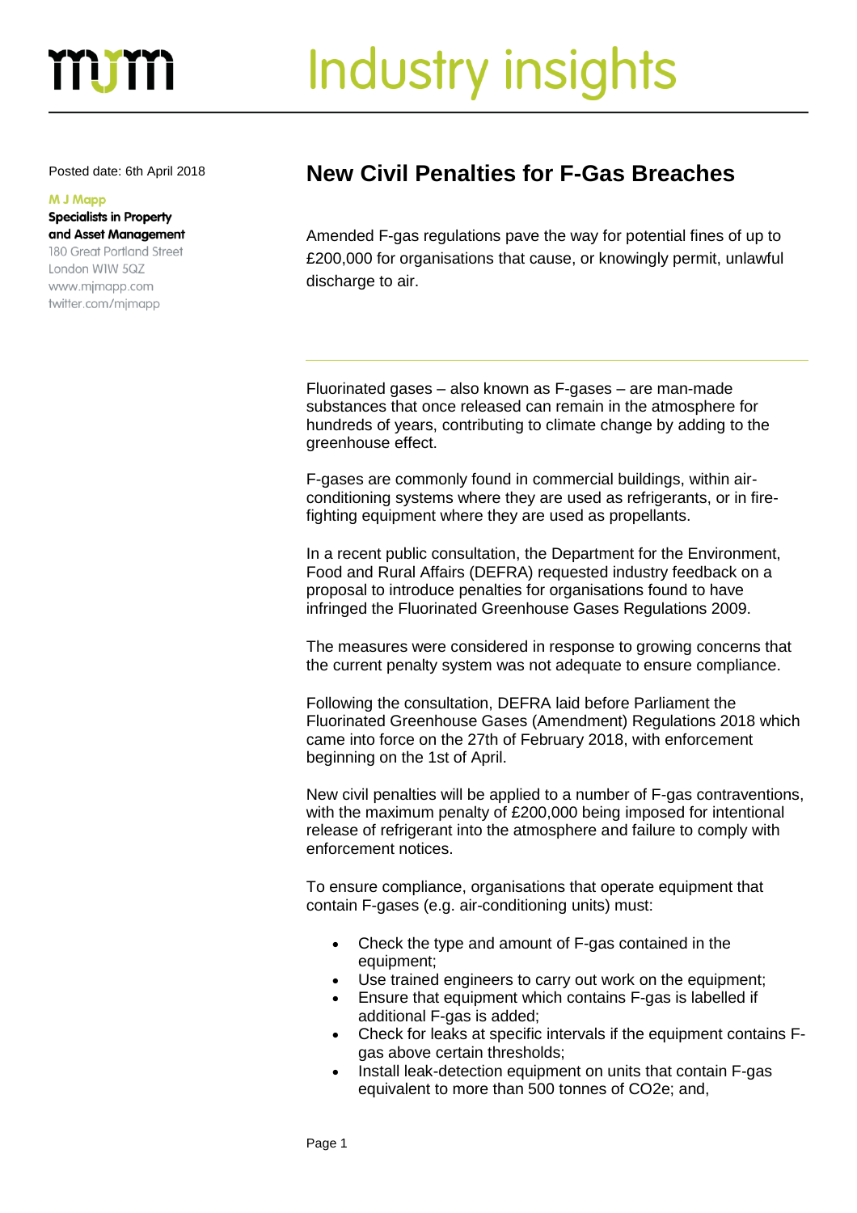# Industry insights

Posted date: 6th April 2018

**M J Mapp**
**Specialists in Property and Asset Management**
180 Great Portland Street
London W1W 5QZ
www.mjmapp.com
twitter.com/mjmapp

## New Civil Penalties for F-Gas Breaches

Amended F-gas regulations pave the way for potential fines of up to £200,000 for organisations that cause, or knowingly permit, unlawful discharge to air.

---

Fluorinated gases – also known as F-gases – are man-made substances that once released can remain in the atmosphere for hundreds of years, contributing to climate change by adding to the greenhouse effect.

F-gases are commonly found in commercial buildings, within air-conditioning systems where they are used as refrigerants, or in fire-fighting equipment where they are used as propellants.

In a recent public consultation, the Department for the Environment, Food and Rural Affairs (DEFRA) requested industry feedback on a proposal to introduce penalties for organisations found to have infringed the Fluorinated Greenhouse Gases Regulations 2009.

The measures were considered in response to growing concerns that the current penalty system was not adequate to ensure compliance.

Following the consultation, DEFRA laid before Parliament the Fluorinated Greenhouse Gases (Amendment) Regulations 2018 which came into force on the 27th of February 2018, with enforcement beginning on the 1st of April.

New civil penalties will be applied to a number of F-gas contraventions, with the maximum penalty of £200,000 being imposed for intentional release of refrigerant into the atmosphere and failure to comply with enforcement notices.

To ensure compliance, organisations that operate equipment that contain F-gases (e.g. air-conditioning units) must:

- Check the type and amount of F-gas contained in the equipment;
- Use trained engineers to carry out work on the equipment;
- Ensure that equipment which contains F-gas is labelled if additional F-gas is added;
- Check for leaks at specific intervals if the equipment contains F-gas above certain thresholds;
- Install leak-detection equipment on units that contain F-gas equivalent to more than 500 tonnes of $CO_2e$; and,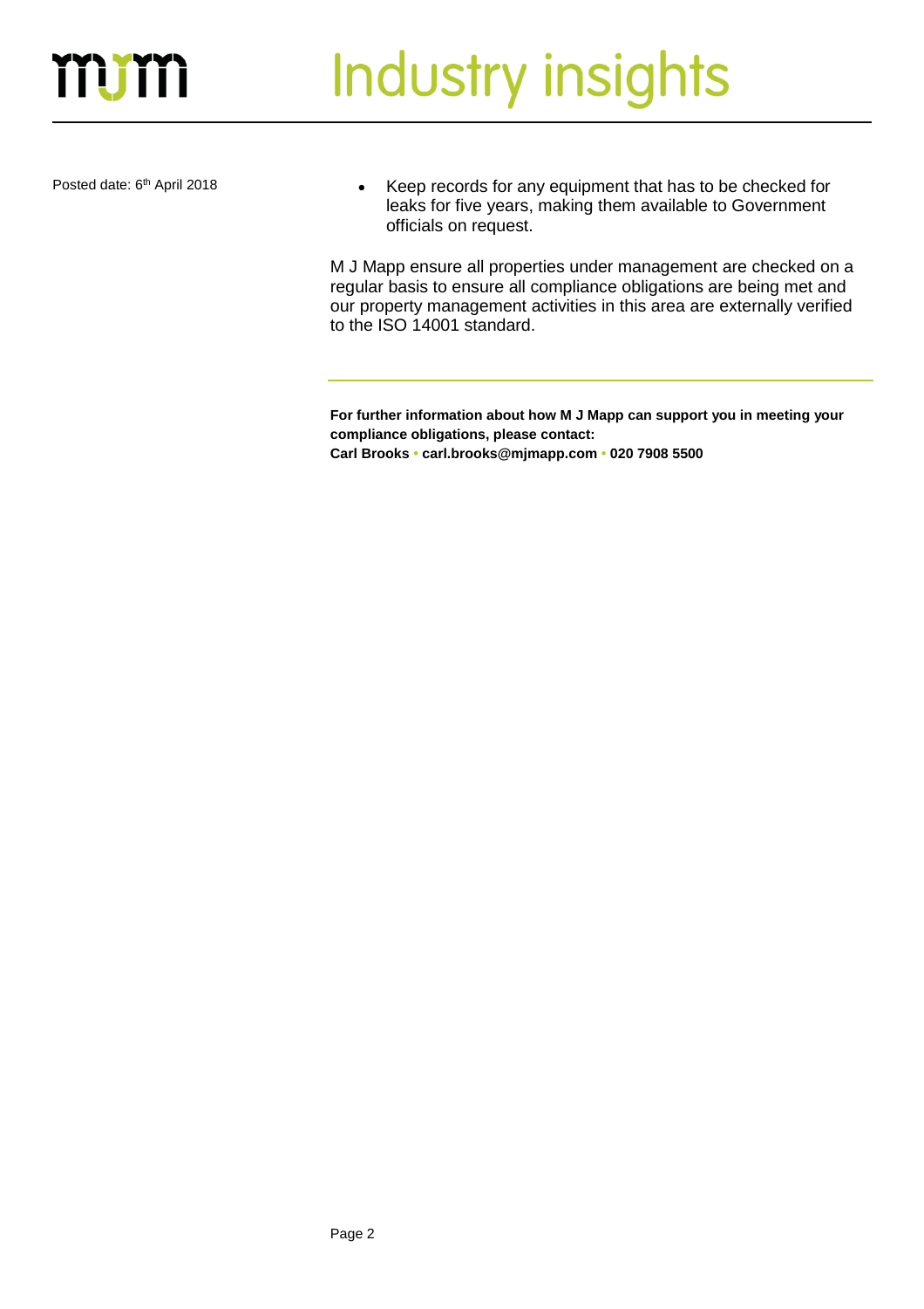Posted date: 6th April 2018

- Keep records for any equipment that has to be checked for leaks for five years, making them available to Government officials on request.

M J Mapp ensure all properties under management are checked on a regular basis to ensure all compliance obligations are being met and our property management activities in this area are externally verified to the ISO 14001 standard.

---

**For further information about how M J Mapp can support you in meeting your compliance obligations, please contact:**
**Carl Brooks • carl.brooks@mjmapp.com • 020 7908 5500**